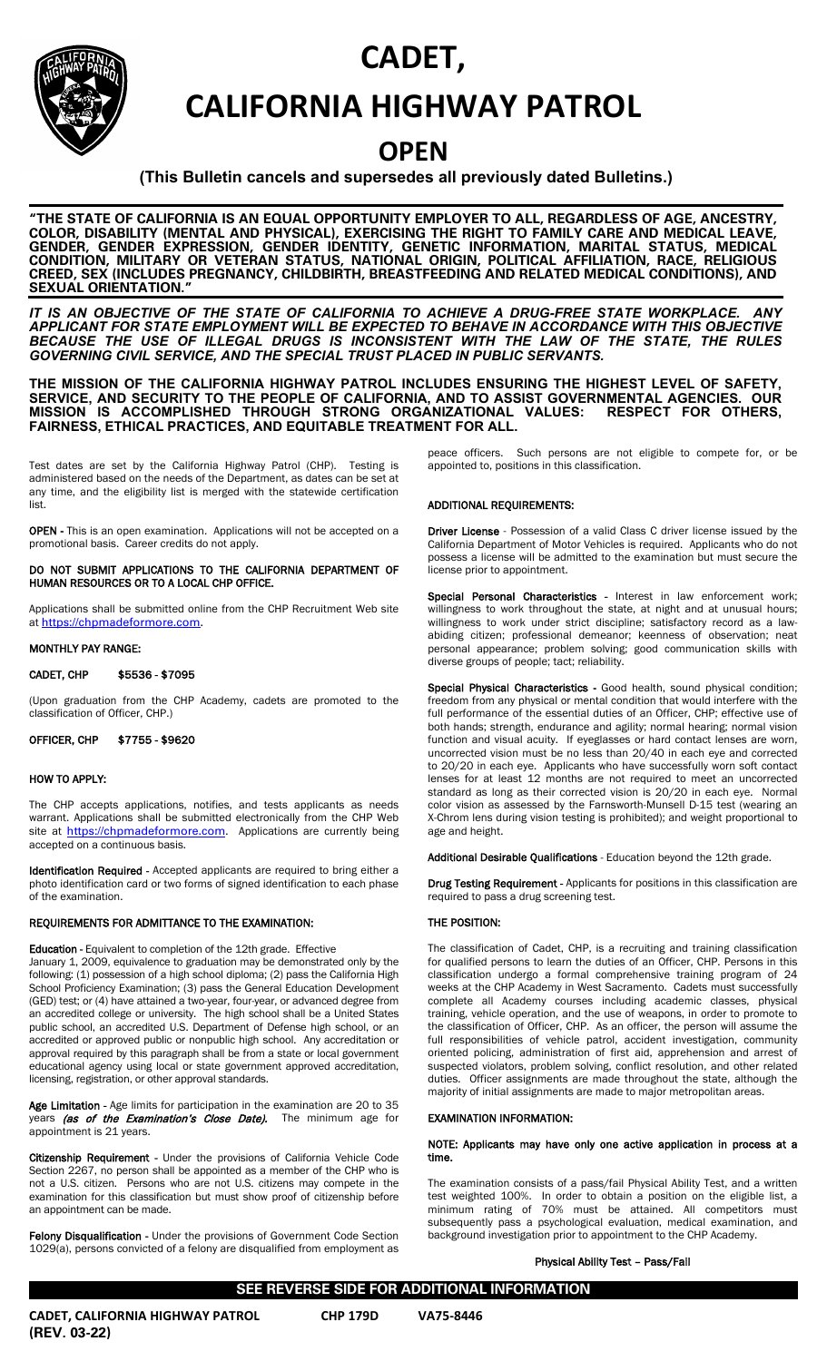# CADET,

# CALIFORNIA HIGHWAY PATROL

## OPEN

**(This Bulletin cancels and supersedes all previously dated Bulletins.)**

**"THE STATE OF CALIFORNIA IS AN EQUAL OPPORTUNITY EMPLOYER TO ALL, REGARDLESS OF AGE, ANCESTRY, COLOR, DISABILITY (MENTAL AND PHYSICAL), EXERCISING THE RIGHT TO FAMILY CARE AND MEDICAL LEAVE, GENDER, GENDER EXPRESSION, GENDER IDENTITY, GENETIC INFORMATION, MARITAL STATUS, MEDICAL CONDITION, MILITARY OR VETERAN STATUS, NATIONAL ORIGIN, POLITICAL AFFILIATION, RACE, RELIGIOUS CREED, SEX (INCLUDES PREGNANCY, CHILDBIRTH, BREASTFEEDING AND RELATED MEDICAL CONDITIONS), AND SEXUAL ORIENTATION."**

***IT IS AN OBJECTIVE OF THE STATE OF CALIFORNIA TO ACHIEVE A DRUG-FREE STATE WORKPLACE. ANY APPLICANT FOR STATE EMPLOYMENT WILL BE EXPECTED TO BEHAVE IN ACCORDANCE WITH THIS OBJECTIVE BECAUSE THE USE OF ILLEGAL DRUGS IS INCONSISTENT WITH THE LAW OF THE STATE, THE RULES GOVERNING CIVIL SERVICE, AND THE SPECIAL TRUST PLACED IN PUBLIC SERVANTS.***

**THE MISSION OF THE CALIFORNIA HIGHWAY PATROL INCLUDES ENSURING THE HIGHEST LEVEL OF SAFETY, SERVICE, AND SECURITY TO THE PEOPLE OF CALIFORNIA, AND TO ASSIST GOVERNMENTAL AGENCIES. OUR MISSION IS ACCOMPLISHED THROUGH STRONG ORGANIZATIONAL VALUES: RESPECT FOR OTHERS, FAIRNESS, ETHICAL PRACTICES, AND EQUITABLE TREATMENT FOR ALL.**

Test dates are set by the California Highway Patrol (CHP). Testing is administered based on the needs of the Department, as dates can be set at any time, and the eligibility list is merged with the statewide certification list.

**OPEN -** This is an open examination. Applications will not be accepted on a promotional basis. Career credits do not apply.

**DO NOT SUBMIT APPLICATIONS TO THE CALIFORNIA DEPARTMENT OF HUMAN RESOURCES OR TO A LOCAL CHP OFFICE.**

Applications shall be submitted online from the CHP Recruitment Web site at https://chpmadeformore.com.

**MONTHLY PAY RANGE:**

**CADET, CHP $5536 - $7095**

(Upon graduation from the CHP Academy, cadets are promoted to the classification of Officer, CHP.)

**OFFICER, CHP $7755 - $9620**

**HOW TO APPLY:**

The CHP accepts applications, notifies, and tests applicants as needs warrant. Applications shall be submitted electronically from the CHP Web site at https://chpmadeformore.com. Applications are currently being accepted on a continuous basis.

**Identification Required** - Accepted applicants are required to bring either a photo identification card or two forms of signed identification to each phase of the examination.

**REQUIREMENTS FOR ADMITTANCE TO THE EXAMINATION:**

**Education -** Equivalent to completion of the 12th grade. Effective January 1, 2009, equivalence to graduation may be demonstrated only by the following: (1) possession of a high school diploma; (2) pass the California High School Proficiency Examination; (3) pass the General Education Development (GED) test; or (4) have attained a two-year, four-year, or advanced degree from an accredited college or university. The high school shall be a United States public school, an accredited U.S. Department of Defense high school, or an accredited or approved public or nonpublic high school. Any accreditation or approval required by this paragraph shall be from a state or local government educational agency using local or state government approved accreditation, licensing, registration, or other approval standards.

**Age Limitation -** Age limits for participation in the examination are 20 to 35 years ***(as of the Examination's Close Date).*** The minimum age for appointment is 21 years.

**Citizenship Requirement -** Under the provisions of California Vehicle Code Section 2267, no person shall be appointed as a member of the CHP who is not a U.S. citizen. Persons who are not U.S. citizens may compete in the examination for this classification but must show proof of citizenship before an appointment can be made.

**Felony Disqualification -** Under the provisions of Government Code Section 1029(a), persons convicted of a felony are disqualified from employment as peace officers. Such persons are not eligible to compete for, or be appointed to, positions in this classification.

**ADDITIONAL REQUIREMENTS:**

**Driver License** - Possession of a valid Class C driver license issued by the California Department of Motor Vehicles is required. Applicants who do not possess a license will be admitted to the examination but must secure the license prior to appointment.

**Special Personal Characteristics -** Interest in law enforcement work; willingness to work throughout the state, at night and at unusual hours; willingness to work under strict discipline; satisfactory record as a law-abiding citizen; professional demeanor; keenness of observation; neat personal appearance; problem solving; good communication skills with diverse groups of people; tact; reliability.

**Special Physical Characteristics -** Good health, sound physical condition; freedom from any physical or mental condition that would interfere with the full performance of the essential duties of an Officer, CHP; effective use of both hands; strength, endurance and agility; normal hearing; normal vision function and visual acuity. If eyeglasses or hard contact lenses are worn, uncorrected vision must be no less than 20/40 in each eye and corrected to 20/20 in each eye. Applicants who have successfully worn soft contact lenses for at least 12 months are not required to meet an uncorrected standard as long as their corrected vision is 20/20 in each eye. Normal color vision as assessed by the Farnsworth-Munsell D-15 test (wearing an X-Chrom lens during vision testing is prohibited); and weight proportional to age and height.

**Additional Desirable Qualifications** - Education beyond the 12th grade.

**Drug Testing Requirement -** Applicants for positions in this classification are required to pass a drug screening test.

**THE POSITION:**

The classification of Cadet, CHP, is a recruiting and training classification for qualified persons to learn the duties of an Officer, CHP. Persons in this classification undergo a formal comprehensive training program of 24 weeks at the CHP Academy in West Sacramento. Cadets must successfully complete all Academy courses including academic classes, physical training, vehicle operation, and the use of weapons, in order to promote to the classification of Officer, CHP. As an officer, the person will assume the full responsibilities of vehicle patrol, accident investigation, community oriented policing, administration of first aid, apprehension and arrest of suspected violators, problem solving, conflict resolution, and other related duties. Officer assignments are made throughout the state, although the majority of initial assignments are made to major metropolitan areas.

**EXAMINATION INFORMATION:**

**NOTE: Applicants may have only one active application in process at a time.**

The examination consists of a pass/fail Physical Ability Test, and a written test weighted 100%. In order to obtain a position on the eligible list, a minimum rating of 70% must be attained. All competitors must subsequently pass a psychological evaluation, medical examination, and background investigation prior to appointment to the CHP Academy.

**Physical Ability Test – Pass/Fail**

**SEE REVERSE SIDE FOR ADDITIONAL INFORMATION**

**CADET, CALIFORNIA HIGHWAY PATROL (REV. 03-22)** **CHP 179D** **VA75-8446**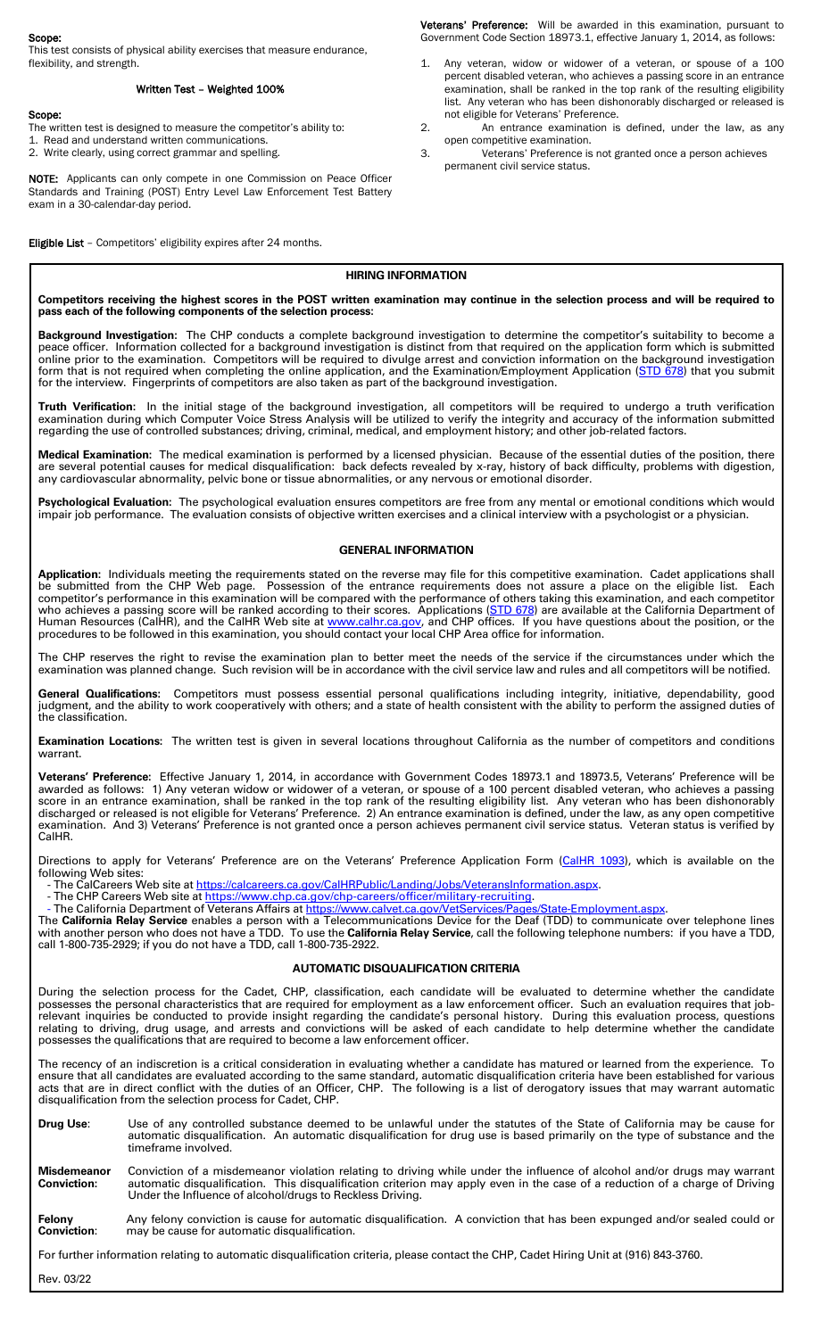**Scope:**
This test consists of physical ability exercises that measure endurance, flexibility, and strength.

### Written Test – Weighted 100%

**Scope:**
The written test is designed to measure the competitor's ability to:
1. Read and understand written communications.
2. Write clearly, using correct grammar and spelling.

**NOTE:** Applicants can only compete in one Commission on Peace Officer Standards and Training (POST) Entry Level Law Enforcement Test Battery exam in a 30-calendar-day period.

**Eligible List** – Competitors' eligibility expires after 24 months.

**Veterans' Preference:** Will be awarded in this examination, pursuant to Government Code Section 18973.1, effective January 1, 2014, as follows:

1. Any veteran, widow or widower of a veteran, or spouse of a 100 percent disabled veteran, who achieves a passing score in an entrance examination, shall be ranked in the top rank of the resulting eligibility list. Any veteran who has been dishonorably discharged or released is not eligible for Veterans' Preference.
2. An entrance examination is defined, under the law, as any open competitive examination.
3. Veterans' Preference is not granted once a person achieves permanent civil service status.

## HIRING INFORMATION

**Competitors receiving the highest scores in the POST written examination may continue in the selection process and will be required to pass each of the following components of the selection process:**

**Background Investigation:** The CHP conducts a complete background investigation to determine the competitor's suitability to become a peace officer. Information collected for a background investigation is distinct from that required on the application form which is submitted online prior to the examination. Competitors will be required to divulge arrest and conviction information on the background investigation form that is not required when completing the online application, and the Examination/Employment Application (STD 678) that you submit for the interview. Fingerprints of competitors are also taken as part of the background investigation.

**Truth Verification:** In the initial stage of the background investigation, all competitors will be required to undergo a truth verification examination during which Computer Voice Stress Analysis will be utilized to verify the integrity and accuracy of the information submitted regarding the use of controlled substances; driving, criminal, medical, and employment history; and other job-related factors.

**Medical Examination:** The medical examination is performed by a licensed physician. Because of the essential duties of the position, there are several potential causes for medical disqualification: back defects revealed by x-ray, history of back difficulty, problems with digestion, any cardiovascular abnormality, pelvic bone or tissue abnormalities, or any nervous or emotional disorder.

**Psychological Evaluation:** The psychological evaluation ensures competitors are free from any mental or emotional conditions which would impair job performance. The evaluation consists of objective written exercises and a clinical interview with a psychologist or a physician.

## GENERAL INFORMATION

**Application:** Individuals meeting the requirements stated on the reverse may file for this competitive examination. Cadet applications shall be submitted from the CHP Web page. Possession of the entrance requirements does not assure a place on the eligible list. Each competitor's performance in this examination will be compared with the performance of others taking this examination, and each competitor who achieves a passing score will be ranked according to their scores. Applications (STD 678) are available at the California Department of Human Resources (CalHR), and the CalHR Web site at www.calhr.ca.gov, and CHP offices. If you have questions about the position, or the procedures to be followed in this examination, you should contact your local CHP Area office for information.

The CHP reserves the right to revise the examination plan to better meet the needs of the service if the circumstances under which the examination was planned change. Such revision will be in accordance with the civil service law and rules and all competitors will be notified.

**General Qualifications:** Competitors must possess essential personal qualifications including integrity, initiative, dependability, good judgment, and the ability to work cooperatively with others; and a state of health consistent with the ability to perform the assigned duties of the classification.

**Examination Locations:** The written test is given in several locations throughout California as the number of competitors and conditions warrant.

**Veterans' Preference:** Effective January 1, 2014, in accordance with Government Codes 18973.1 and 18973.5, Veterans' Preference will be awarded as follows: 1) Any veteran widow or widower of a veteran, or spouse of a 100 percent disabled veteran, who achieves a passing score in an entrance examination, shall be ranked in the top rank of the resulting eligibility list. Any veteran who has been dishonorably discharged or released is not eligible for Veterans' Preference. 2) An entrance examination is defined, under the law, as any open competitive examination. And 3) Veterans' Preference is not granted once a person achieves permanent civil service status. Veteran status is verified by CalHR.

Directions to apply for Veterans' Preference are on the Veterans' Preference Application Form (CalHR 1093), which is available on the following Web sites:
- The CalCareers Web site at https://calcareers.ca.gov/CalHRPublic/Landing/Jobs/VeteransInformation.aspx.
- The CHP Careers Web site at https://www.chp.ca.gov/chp-careers/officer/military-recruiting.
- The California Department of Veterans Affairs at https://www.calvet.ca.gov/VetServices/Pages/State-Employment.aspx.

The **California Relay Service** enables a person with a Telecommunications Device for the Deaf (TDD) to communicate over telephone lines with another person who does not have a TDD. To use the **California Relay Service**, call the following telephone numbers: if you have a TDD, call 1-800-735-2929; if you do not have a TDD, call 1-800-735-2922.

## AUTOMATIC DISQUALIFICATION CRITERIA

During the selection process for the Cadet, CHP, classification, each candidate will be evaluated to determine whether the candidate possesses the personal characteristics that are required for employment as a law enforcement officer. Such an evaluation requires that job-relevant inquiries be conducted to provide insight regarding the candidate's personal history. During this evaluation process, questions relating to driving, drug usage, and arrests and convictions will be asked of each candidate to help determine whether the candidate possesses the qualifications that are required to become a law enforcement officer.

The recency of an indiscretion is a critical consideration in evaluating whether a candidate has matured or learned from the experience. To ensure that all candidates are evaluated according to the same standard, automatic disqualification criteria have been established for various acts that are in direct conflict with the duties of an Officer, CHP. The following is a list of derogatory issues that may warrant automatic disqualification from the selection process for Cadet, CHP.

**Drug Use:** Use of any controlled substance deemed to be unlawful under the statutes of the State of California may be cause for automatic disqualification. An automatic disqualification for drug use is based primarily on the type of substance and the timeframe involved.

**Misdemeanor Conviction:** Conviction of a misdemeanor violation relating to driving while under the influence of alcohol and/or drugs may warrant automatic disqualification. This disqualification criterion may apply even in the case of a reduction of a charge of Driving Under the Influence of alcohol/drugs to Reckless Driving.

**Felony Conviction:** Any felony conviction is cause for automatic disqualification. A conviction that has been expunged and/or sealed could or may be cause for automatic disqualification.

For further information relating to automatic disqualification criteria, please contact the CHP, Cadet Hiring Unit at (916) 843-3760.

Rev. 03/22